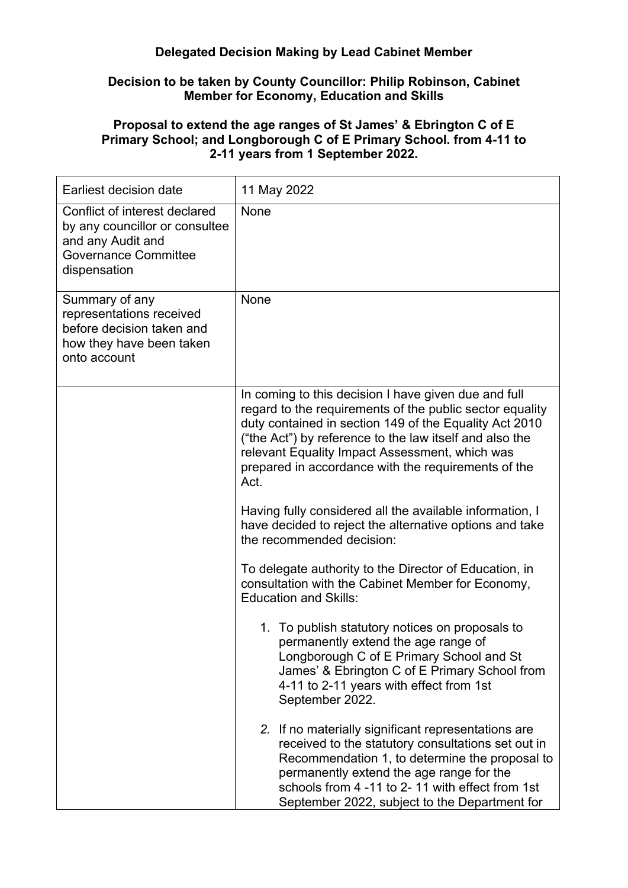**Delegated Decision Making by Lead Cabinet Member**

**Decision to be taken by County Councillor: Philip Robinson, Cabinet Member for Economy, Education and Skills**

**Proposal to extend the age ranges of St James' & Ebrington C of E Primary School; and Longborough C of E Primary School. from 4-11 to 2-11 years from 1 September 2022.**

| Earliest decision date | 11 May 2022 |
|---|---|
| Conflict of interest declared by any councillor or consultee and any Audit and Governance Committee dispensation | None |
| Summary of any representations received before decision taken and how they have been taken onto account | None |
| | In coming to this decision I have given due and full regard to the requirements of the public sector equality duty contained in section 149 of the Equality Act 2010 ("the Act") by reference to the law itself and also the relevant Equality Impact Assessment, which was prepared in accordance with the requirements of the Act.<br><br>Having fully considered all the available information, I have decided to reject the alternative options and take the recommended decision:<br><br>To delegate authority to the Director of Education, in consultation with the Cabinet Member for Economy, Education and Skills:<br><br>1. To publish statutory notices on proposals to permanently extend the age range of Longborough C of E Primary School and St James' & Ebrington C of E Primary School from 4-11 to 2-11 years with effect from 1st September 2022.<br><br>2. If no materially significant representations are received to the statutory consultations set out in Recommendation 1, to determine the proposal to permanently extend the age range for the schools from 4 -11 to 2- 11 with effect from 1st September 2022, subject to the Department for |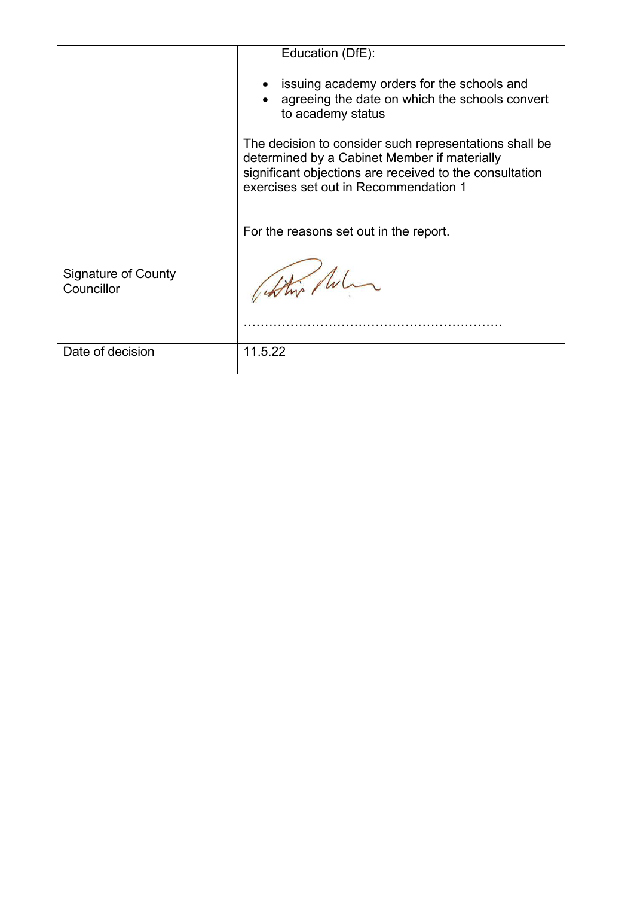| | |
|---|---|
| | Education (DfE):<br><br>• issuing academy orders for the schools and<br>• agreeing the date on which the schools convert to academy status<br><br>The decision to consider such representations shall be determined by a Cabinet Member if materially significant objections are received to the consultation exercises set out in Recommendation 1<br><br>For the reasons set out in the report. |
| Signature of County Councillor | ……………………………………………………. |
| Date of decision | 11.5.22 |